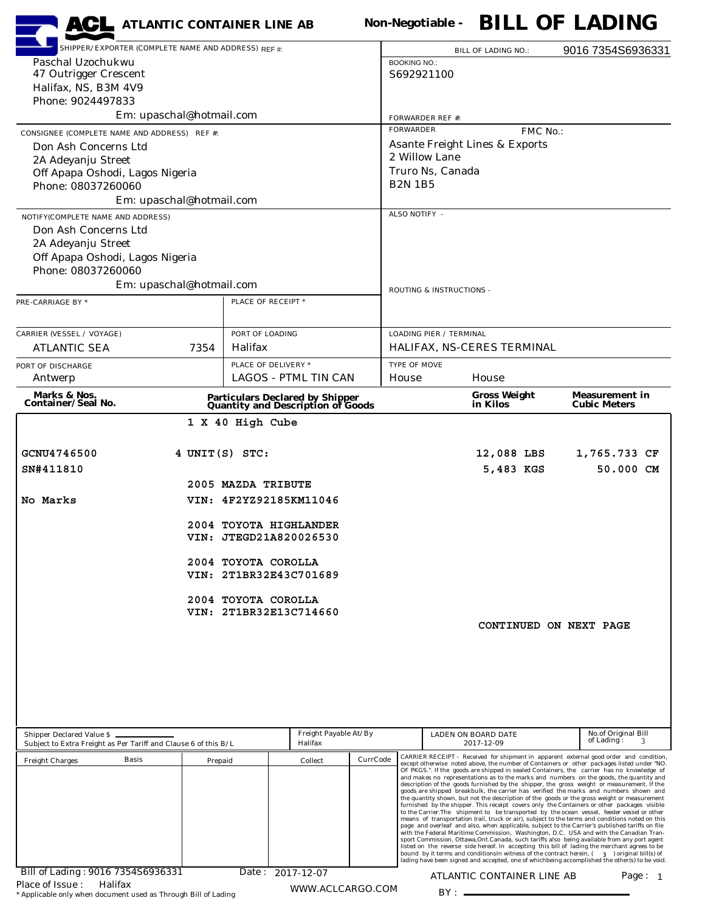# ACL ATLANTIC CONTAINER LINE AB

**Non-Negotiable - BILL OF LADING**

| | |
|---|---|
| SHIPPER/EXPORTER (COMPLETE NAME AND ADDRESS) REF #:<br>Paschal Uzochukwu<br>47 Outrigger Crescent<br>Halifax, NS, B3M 4V9<br>Phone: 9024497833<br>Em: upaschal@hotmail.com | BILL OF LADING NO.: 9016 7354S6936331<br>BOOKING NO.: S692921100<br>FORWARDER REF #: |
| CONSIGNEE (COMPLETE NAME AND ADDRESS) REF #:<br>Don Ash Concerns Ltd<br>2A Adeyanju Street<br>Off Apapa Oshodi, Lagos Nigeria<br>Phone: 08037260060<br>Em: upaschal@hotmail.com | FORWARDER FMC No.:<br>Asante Freight Lines & Exports<br>2 Willow Lane<br>Truro Ns, Canada<br>B2N 1B5 |
| NOTIFY(COMPLETE NAME AND ADDRESS)<br>Don Ash Concerns Ltd<br>2A Adeyanju Street<br>Off Apapa Oshodi, Lagos Nigeria<br>Phone: 08037260060<br>Em: upaschal@hotmail.com | ALSO NOTIFY -<br><br>ROUTING & INSTRUCTIONS - |

| PRE-CARRIAGE BY * | PLACE OF RECEIPT * | |
|---|---|---|
| CARRIER (VESSEL / VOYAGE)<br>ATLANTIC SEA 7354 | PORT OF LOADING<br>Halifax | LOADING PIER / TERMINAL<br>HALIFAX, NS-CERES TERMINAL |
| PORT OF DISCHARGE<br>Antwerp | PLACE OF DELIVERY *<br>LAGOS - PTML TIN CAN | TYPE OF MOVE<br>House House |

| Marks & Nos. Container/Seal No. | Particulars Declared by Shipper Quantity and Description of Goods | Gross Weight in Kilos | Measurement in Cubic Meters |
|---|---|---|---|
| | 1 X 40 High Cube | | |
| GCNU4746500 | 4 UNIT(S) STC: | 12,088 LBS | 1,765.733 CF |
| SN#411810 | | 5,483 KGS | 50.000 CM |
| | 2005 MAZDA TRIBUTE | | |
| No Marks | VIN: 4F2YZ92185KM11046 | | |
| | 2004 TOYOTA HIGHLANDER<br>VIN: JTEGD21A820026530 | | |
| | 2004 TOYOTA COROLLA<br>VIN: 2T1BR32E43C701689 | | |
| | 2004 TOYOTA COROLLA<br>VIN: 2T1BR32E13C714660 | | |
| | | CONTINUED ON NEXT PAGE | |

| Shipper Declared Value $ ____ Subject to Extra Freight as Per Tariff and Clause 6 of this B/L | Freight Payable At/By Halifax | LADEN ON BOARD DATE 2017-12-09 | No.of Original Bill of Lading: 3 |
|---|---|---|---|

| Freight Charges | Basis | Prepaid | Collect | CurrCode |
|---|---|---|---|---|
| | | | | |

CARRIER RECEIPT - Received for shipment in apparent external good order and condition, except otherwise noted above, the number of Containers or other packages listed under "NO. OF PKGS.". If the goods are shipped in sealed Containers, the carrier has no knowledge of and makes no representations as to the marks and numbers on the goods, the quantity and description of the goods furnished by the shipper, the gross weight or measurement. If the goods are shipped breakbulk, the carrier has verified the marks and numbers shown and the quantity shown, but not the description of the goods or the gross weight or measurement furnished by the shipper. This receipt covers only the Containers or other packages visible to the Carrier.The shipment to be transported by the ocean vessel, feeder vessel or other means of transportation (rail, truck or air), subject to the terms and conditions noted on this page and overleaf and also, when applicable, subject to the Carrier's published tariffs on file with the Federal Maritime Commission, Washington, D.C. USA and with the Canadian Transport Commission, Ottawa,Ont.Canada, such tariffs also being available from any port agent listed on the reverse side hereof. In accepting this bill of lading the merchant agrees to be bound by it terms and conditionsIn witness of the contract herein, ( 3 ) original bill(s) of lading have been signed and accepted, one of whichbeing accomplished the other(s) to be void.

Bill of Lading : 9016 7354S6936331 Date : 2017-12-07

Place of Issue : Halifax

WWW.ACLCARGO.COM

ATLANTIC CONTAINER LINE AB

BY : ____________________

\* Applicable only when document used as Through Bill of Lading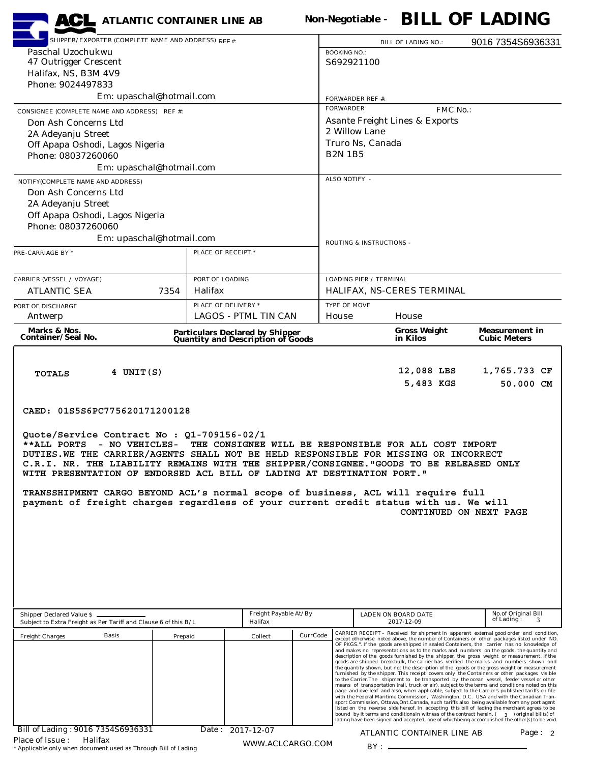# ACL ATLANTIC CONTAINER LINE AB

**Non-Negotiable - BILL OF LADING**

| | |
|---|---|
| SHIPPER/EXPORTER (COMPLETE NAME AND ADDRESS) REF #:<br>Paschal Uzochukwu<br>47 Outrigger Crescent<br>Halifax, NS, B3M 4V9<br>Phone: 9024497833<br>Em: upaschal@hotmail.com | BILL OF LADING NO.: 9016 7354S6936331<br>BOOKING NO.: S692921100<br>FORWARDER REF #: |
| CONSIGNEE (COMPLETE NAME AND ADDRESS) REF #:<br>Don Ash Concerns Ltd<br>2A Adeyanju Street<br>Off Apapa Oshodi, Lagos Nigeria<br>Phone: 08037260060<br>Em: upaschal@hotmail.com | FORWARDER FMC No.:<br>Asante Freight Lines & Exports<br>2 Willow Lane<br>Truro Ns, Canada<br>B2N 1B5 |
| NOTIFY(COMPLETE NAME AND ADDRESS)<br>Don Ash Concerns Ltd<br>2A Adeyanju Street<br>Off Apapa Oshodi, Lagos Nigeria<br>Phone: 08037260060<br>Em: upaschal@hotmail.com | ALSO NOTIFY -<br>ROUTING & INSTRUCTIONS - |

| PRE-CARRIAGE BY * | PLACE OF RECEIPT * | |
|---|---|---|
| CARRIER (VESSEL / VOYAGE)<br>ATLANTIC SEA 7354 | PORT OF LOADING<br>Halifax | LOADING PIER / TERMINAL<br>HALIFAX, NS-CERES TERMINAL |
| PORT OF DISCHARGE<br>Antwerp | PLACE OF DELIVERY *<br>LAGOS - PTML TIN CAN | TYPE OF MOVE<br>House House |

| Marks & Nos. Container/Seal No. | Particulars Declared by Shipper Quantity and Description of Goods | Gross Weight in Kilos | Measurement in Cubic Meters |
|---|---|---|---|
| TOTALS | 4 UNIT(S) | 12,088 LBS<br>5,483 KGS | 1,765.733 CF<br>50.000 CM |

CAED: 01S5S6PC775620171200128

Quote/Service Contract No : Q1-709156-02/1
**ALL PORTS - NO VEHICLES- THE CONSIGNEE WILL BE RESPONSIBLE FOR ALL COST IMPORT DUTIES.WE THE CARRIER/AGENTS SHALL NOT BE HELD RESPONSIBLE FOR MISSING OR INCORRECT C.R.I. NR. THE LIABILITY REMAINS WITH THE SHIPPER/CONSIGNEE."GOODS TO BE RELEASED ONLY WITH PRESENTATION OF ENDORSED ACL BILL OF LADING AT DESTINATION PORT."

TRANSSHIPMENT CARGO BEYOND ACL's normal scope of business, ACL will require full payment of freight charges regardless of your current credit status with us. We will

CONTINUED ON NEXT PAGE

| Shipper Declared Value $ | Freight Payable At/By | LADEN ON BOARD DATE | No.of Original Bill of Lading: |
|---|---|---|---|
| Subject to Extra Freight as Per Tariff and Clause 6 of this B/L | Halifax | 2017-12-09 | 3 |

| Freight Charges | Basis | Prepaid | Collect | CurrCode |
|---|---|---|---|---|
| | | | | |

CARRIER RECEIPT - Received for shipment in apparent external good order and condition, except otherwise noted above, the number of Containers or other packages listed under "NO. OF PKGS.". If the goods are shipped in sealed Containers, the carrier has no knowledge of and makes no representations as to the marks and numbers on the goods, the quantity and description of the goods furnished by the shipper, the gross weight or measurement. If the goods are shipped breakbulk, the carrier has verified the marks and numbers shown and the quantity shown, but not the description of the goods or the gross weight or measurement furnished by the shipper. This receipt covers only the Containers or other packages visible to the Carrier.The shipment to be transported by the ocean vessel, feeder vessel or other means of transportation (rail, truck or air), subject to the terms and conditions noted on this page and overleaf and also, when applicable, subject to the Carrier's published tariffs on file with the Federal Maritime Commission, Washington, D.C. USA and with the Canadian Transport Commission, Ottawa,Ont.Canada, such tariffs also being available from any port agent listed on the reverse side hereof. In accepting this bill of lading the merchant agrees to be bound by it terms and conditionsIn witness of the contract herein, ( 3 ) original bill(s) of lading have been signed and accepted, one of whichbeing accomplished the other(s) to be void.

Bill of Lading : 9016 7354S6936331 Date : 2017-12-07
Place of Issue : Halifax

ATLANTIC CONTAINER LINE AB

BY :

WWW.ACLCARGO.COM

* Applicable only when document used as Through Bill of Lading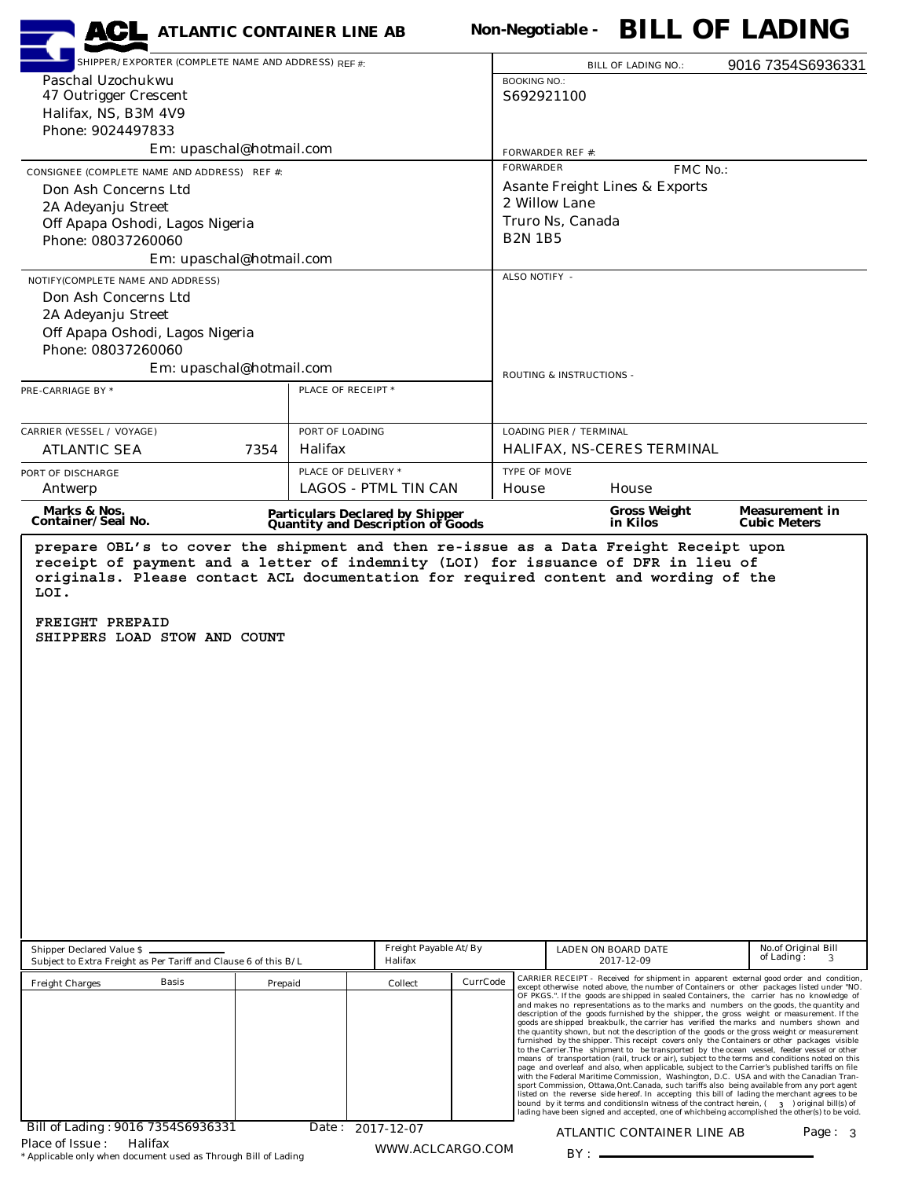# ACL ATLANTIC CONTAINER LINE AB

**Non-Negotiable - BILL OF LADING**

| | |
|---|---|
| SHIPPER/EXPORTER (COMPLETE NAME AND ADDRESS) REF #:<br>Paschal Uzochukwu<br>47 Outrigger Crescent<br>Halifax, NS, B3M 4V9<br>Phone: 9024497833<br>Em: upaschal@hotmail.com | BILL OF LADING NO.: 9016 7354S6936331<br>BOOKING NO.: S692921100<br>FORWARDER REF #: |
| CONSIGNEE (COMPLETE NAME AND ADDRESS) REF #:<br>Don Ash Concerns Ltd<br>2A Adeyanju Street<br>Off Apapa Oshodi, Lagos Nigeria<br>Phone: 08037260060<br>Em: upaschal@hotmail.com | FORWARDER FMC No.:<br>Asante Freight Lines & Exports<br>2 Willow Lane<br>Truro Ns, Canada<br>B2N 1B5 |
| NOTIFY(COMPLETE NAME AND ADDRESS)<br>Don Ash Concerns Ltd<br>2A Adeyanju Street<br>Off Apapa Oshodi, Lagos Nigeria<br>Phone: 08037260060<br>Em: upaschal@hotmail.com | ALSO NOTIFY -<br>ROUTING & INSTRUCTIONS - |

| PRE-CARRIAGE BY * | PLACE OF RECEIPT * | |
|---|---|---|
| CARRIER (VESSEL / VOYAGE): ATLANTIC SEA 7354 | PORT OF LOADING: Halifax | LOADING PIER / TERMINAL: HALIFAX, NS-CERES TERMINAL |
| PORT OF DISCHARGE: Antwerp | PLACE OF DELIVERY *: LAGOS - PTML TIN CAN | TYPE OF MOVE: House House |

| Marks & Nos. Container/Seal No. | Particulars Declared by Shipper Quantity and Description of Goods | Gross Weight in Kilos | Measurement in Cubic Meters |
|---|---|---|---|
| | | | |

prepare OBL's to cover the shipment and then re-issue as a Data Freight Receipt upon receipt of payment and a letter of indemnity (LOI) for issuance of DFR in lieu of originals. Please contact ACL documentation for required content and wording of the LOI.

FREIGHT PREPAID
SHIPPERS LOAD STOW AND COUNT

| Shipper Declared Value $ ________<br>Subject to Extra Freight as Per Tariff and Clause 6 of this B/L | Freight Payable At/By<br>Halifax | LADEN ON BOARD DATE<br>2017-12-09 | No.of Original Bill of Lading: 3 |
|---|---|---|---|

| Freight Charges | Basis | Prepaid | Collect | CurrCode |
|---|---|---|---|---|
| | | | | |

CARRIER RECEIPT - Received for shipment in apparent external good order and condition, except otherwise noted above, the number of Containers or other packages listed under "NO. OF PKGS.". If the goods are shipped in sealed Containers, the carrier has no knowledge of and makes no representations as to the marks and numbers on the goods, the quantity and description of the goods furnished by the shipper, the gross weight or measurement. If the goods are shipped breakbulk, the carrier has verified the marks and numbers shown and the quantity shown, but not the description of the goods or the gross weight or measurement furnished by the shipper. This receipt covers only the Containers or other packages visible to the Carrier.The shipment to be transported by the ocean vessel, feeder vessel or other means of transportation (rail, truck or air), subject to the terms and conditions noted on this page and overleaf and also, when applicable, subject to the Carrier's published tariffs on file with the Federal Maritime Commission, Washington, D.C. USA and with the Canadian Transport Commission, Ottawa,Ont.Canada, such tariffs also being available from any port agent listed on the reverse side hereof. In accepting this bill of lading the merchant agrees to be bound by it terms and conditionsIn witness of the contract herein, ( 3 ) original bill(s) of lading have been signed and accepted, one of whichbeing accomplished the other(s) to be void.

Bill of Lading : 9016 7354S6936331  Date : 2017-12-07
Place of Issue : Halifax

ATLANTIC CONTAINER LINE AB

BY : ________________

WWW.ACLCARGO.COM

* Applicable only when document used as Through Bill of Lading